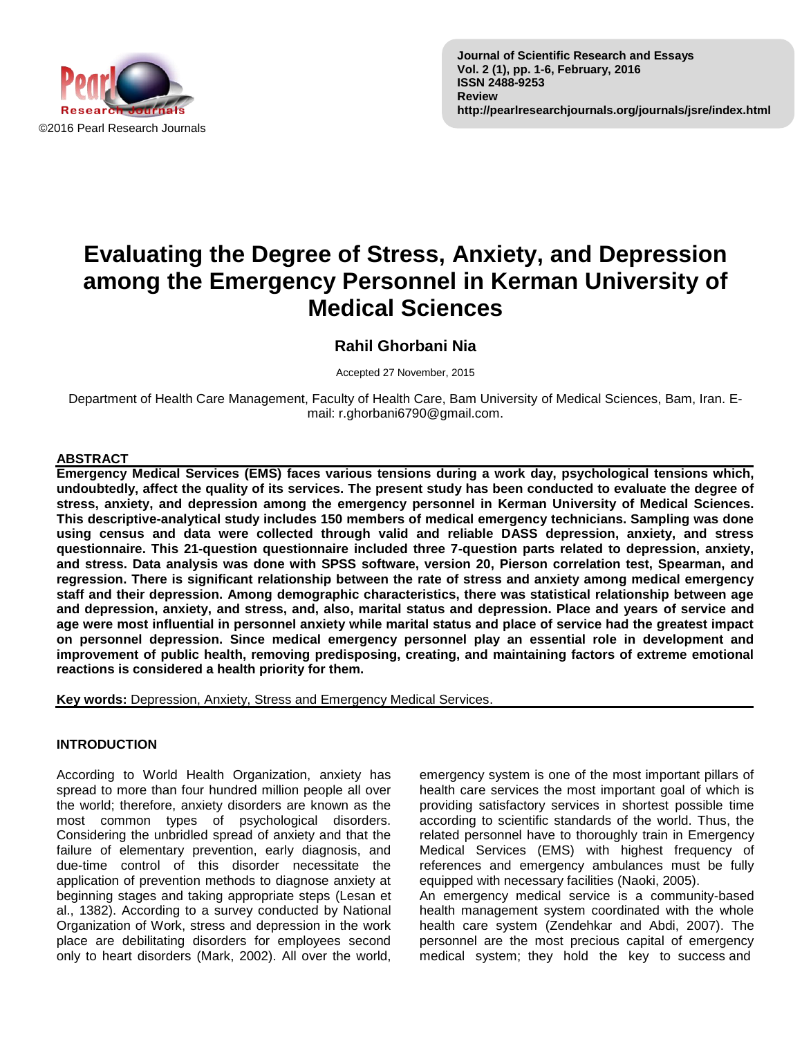# Evaluating the Degree of Stress, Anxiety, and Depression among the Emergency Personnel in Kerman University of Medical Sciences

## Rahil Ghorbani Nia

Accepted 27 November, 2015

Department of Health Care Management, Faculty of Health Care, Bam University of Medical Sciences, Bam, Iran. E-mail: r.ghorbani6790@gmail.com.

## ABSTRACT

**Emergency Medical Services (EMS) faces various tensions during a work day, psychological tensions which, undoubtedly, affect the quality of its services. The present study has been conducted to evaluate the degree of stress, anxiety, and depression among the emergency personnel in Kerman University of Medical Sciences. This descriptive-analytical study includes 150 members of medical emergency technicians. Sampling was done using census and data were collected through valid and reliable DASS depression, anxiety, and stress questionnaire. This 21-question questionnaire included three 7-question parts related to depression, anxiety, and stress. Data analysis was done with SPSS software, version 20, Pierson correlation test, Spearman, and regression. There is significant relationship between the rate of stress and anxiety among medical emergency staff and their depression. Among demographic characteristics, there was statistical relationship between age and depression, anxiety, and stress, and, also, marital status and depression. Place and years of service and age were most influential in personnel anxiety while marital status and place of service had the greatest impact on personnel depression. Since medical emergency personnel play an essential role in development and improvement of public health, removing predisposing, creating, and maintaining factors of extreme emotional reactions is considered a health priority for them.**

**Key words:** Depression, Anxiety, Stress and Emergency Medical Services.

## INTRODUCTION

According to World Health Organization, anxiety has spread to more than four hundred million people all over the world; therefore, anxiety disorders are known as the most common types of psychological disorders. Considering the unbridled spread of anxiety and that the failure of elementary prevention, early diagnosis, and due-time control of this disorder necessitate the application of prevention methods to diagnose anxiety at beginning stages and taking appropriate steps (Lesan et al., 1382). According to a survey conducted by National Organization of Work, stress and depression in the work place are debilitating disorders for employees second only to heart disorders (Mark, 2002). All over the world, emergency system is one of the most important pillars of health care services the most important goal of which is providing satisfactory services in shortest possible time according to scientific standards of the world. Thus, the related personnel have to thoroughly train in Emergency Medical Services (EMS) with highest frequency of references and emergency ambulances must be fully equipped with necessary facilities (Naoki, 2005).

An emergency medical service is a community-based health management system coordinated with the whole health care system (Zendehkar and Abdi, 2007). The personnel are the most precious capital of emergency medical system; they hold the key to success and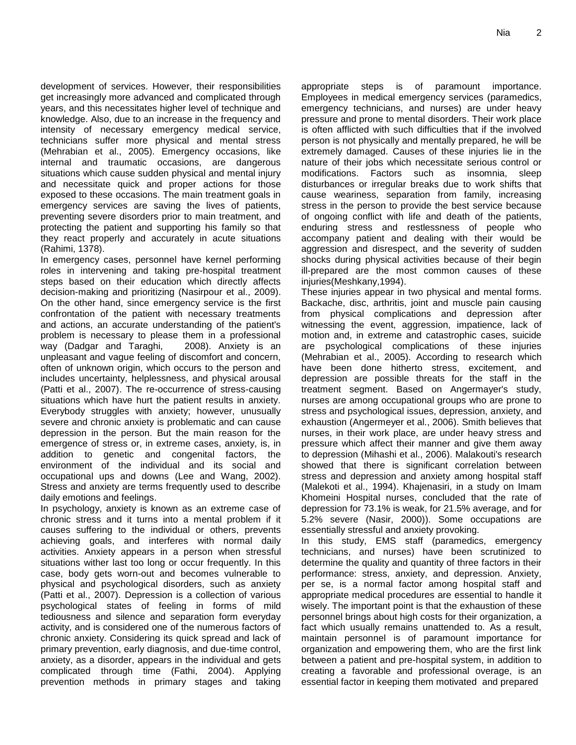development of services. However, their responsibilities get increasingly more advanced and complicated through years, and this necessitates higher level of technique and knowledge. Also, due to an increase in the frequency and intensity of necessary emergency medical service, technicians suffer more physical and mental stress (Mehrabian et al., 2005). Emergency occasions, like internal and traumatic occasions, are dangerous situations which cause sudden physical and mental injury and necessitate quick and proper actions for those exposed to these occasions. The main treatment goals in emergency services are saving the lives of patients, preventing severe disorders prior to main treatment, and protecting the patient and supporting his family so that they react properly and accurately in acute situations (Rahimi, 1378).

In emergency cases, personnel have kernel performing roles in intervening and taking pre-hospital treatment steps based on their education which directly affects decision-making and prioritizing (Nasirpour et al., 2009). On the other hand, since emergency service is the first confrontation of the patient with necessary treatments and actions, an accurate understanding of the patient's problem is necessary to please them in a professional way (Dadgar and Taraghi, 2008). Anxiety is an unpleasant and vague feeling of discomfort and concern, often of unknown origin, which occurs to the person and includes uncertainty, helplessness, and physical arousal (Patti et al., 2007). The re-occurrence of stress-causing situations which have hurt the patient results in anxiety. Everybody struggles with anxiety; however, unusually severe and chronic anxiety is problematic and can cause depression in the person. But the main reason for the emergence of stress or, in extreme cases, anxiety, is, in addition to genetic and congenital factors, the environment of the individual and its social and occupational ups and downs (Lee and Wang, 2002). Stress and anxiety are terms frequently used to describe daily emotions and feelings.

In psychology, anxiety is known as an extreme case of chronic stress and it turns into a mental problem if it causes suffering to the individual or others, prevents achieving goals, and interferes with normal daily activities. Anxiety appears in a person when stressful situations wither last too long or occur frequently. In this case, body gets worn-out and becomes vulnerable to physical and psychological disorders, such as anxiety (Patti et al., 2007). Depression is a collection of various psychological states of feeling in forms of mild tediousness and silence and separation form everyday activity, and is considered one of the numerous factors of chronic anxiety. Considering its quick spread and lack of primary prevention, early diagnosis, and due-time control, anxiety, as a disorder, appears in the individual and gets complicated through time (Fathi, 2004). Applying prevention methods in primary stages and taking appropriate steps is of paramount importance. Employees in medical emergency services (paramedics, emergency technicians, and nurses) are under heavy pressure and prone to mental disorders. Their work place is often afflicted with such difficulties that if the involved person is not physically and mentally prepared, he will be extremely damaged. Causes of these injuries lie in the nature of their jobs which necessitate serious control or modifications. Factors such as insomnia, sleep disturbances or irregular breaks due to work shifts that cause weariness, separation from family, increasing stress in the person to provide the best service because of ongoing conflict with life and death of the patients, enduring stress and restlessness of people who accompany patient and dealing with their would be aggression and disrespect, and the severity of sudden shocks during physical activities because of their begin ill-prepared are the most common causes of these injuries(Meshkany,1994).

These injuries appear in two physical and mental forms. Backache, disc, arthritis, joint and muscle pain causing from physical complications and depression after witnessing the event, aggression, impatience, lack of motion and, in extreme and catastrophic cases, suicide are psychological complications of these injuries (Mehrabian et al., 2005). According to research which have been done hitherto stress, excitement, and depression are possible threats for the staff in the treatment segment. Based on Angermayer's study, nurses are among occupational groups who are prone to stress and psychological issues, depression, anxiety, and exhaustion (Angermeyer et al., 2006). Smith believes that nurses, in their work place, are under heavy stress and pressure which affect their manner and give them away to depression (Mihashi et al., 2006). Malakouti's research showed that there is significant correlation between stress and depression and anxiety among hospital staff (Malekoti et al., 1994). Khajenasiri, in a study on Imam Khomeini Hospital nurses, concluded that the rate of depression for 73.1% is weak, for 21.5% average, and for 5.2% severe (Nasir, 2000)). Some occupations are essentially stressful and anxiety provoking.

In this study, EMS staff (paramedics, emergency technicians, and nurses) have been scrutinized to determine the quality and quantity of three factors in their performance: stress, anxiety, and depression. Anxiety, per se, is a normal factor among hospital staff and appropriate medical procedures are essential to handle it wisely. The important point is that the exhaustion of these personnel brings about high costs for their organization, a fact which usually remains unattended to. As a result, maintain personnel is of paramount importance for organization and empowering them, who are the first link between a patient and pre-hospital system, in addition to creating a favorable and professional overage, is an essential factor in keeping them motivated and prepared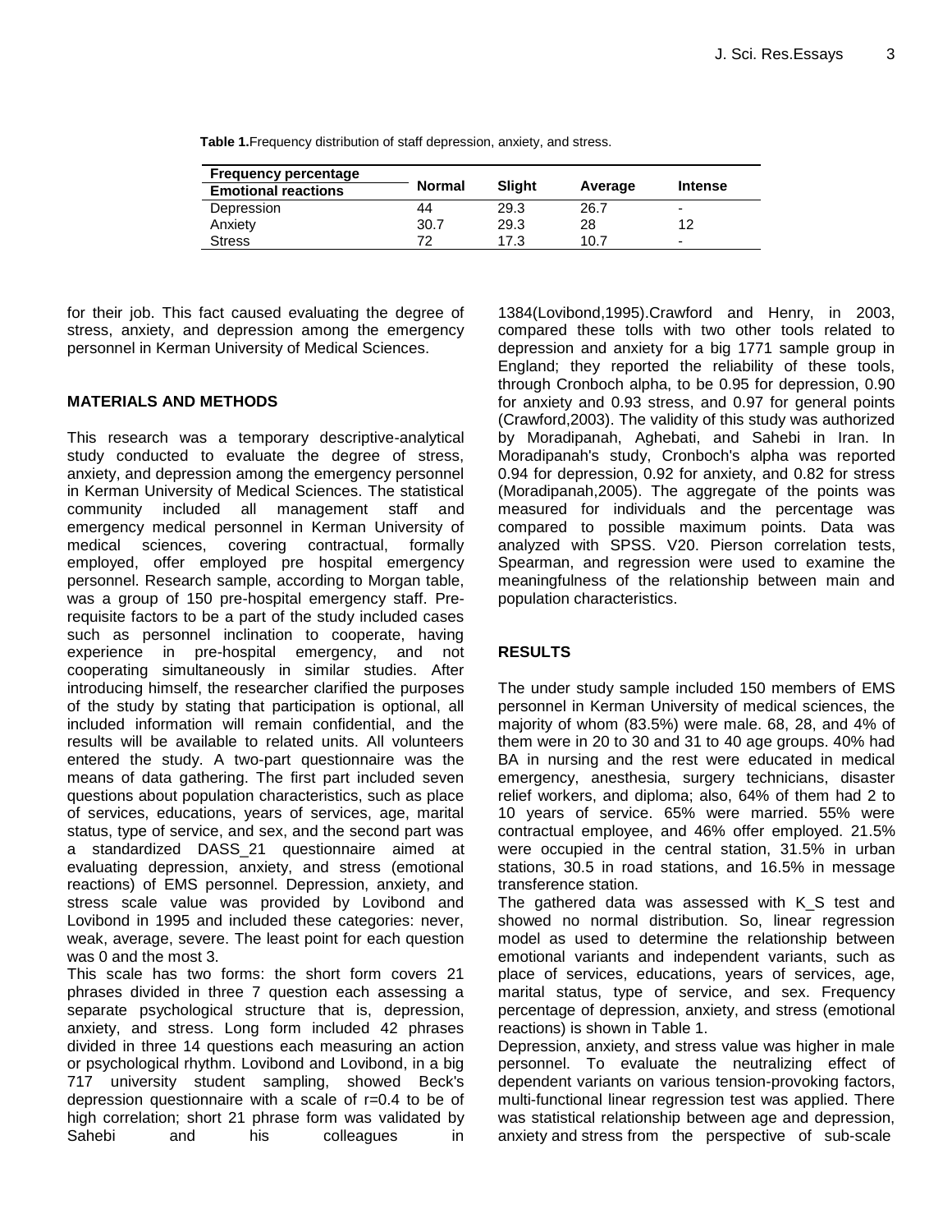**Table 1.** Frequency distribution of staff depression, anxiety, and stress.

| Frequency percentage / Emotional reactions | Normal | Slight | Average | Intense |
|---|---|---|---|---|
| Depression | 44 | 29.3 | 26.7 | - |
| Anxiety | 30.7 | 29.3 | 28 | 12 |
| Stress | 72 | 17.3 | 10.7 | - |

for their job. This fact caused evaluating the degree of stress, anxiety, and depression among the emergency personnel in Kerman University of Medical Sciences.

## MATERIALS AND METHODS

This research was a temporary descriptive-analytical study conducted to evaluate the degree of stress, anxiety, and depression among the emergency personnel in Kerman University of Medical Sciences. The statistical community included all management staff and emergency medical personnel in Kerman University of medical sciences, covering contractual, formally employed, offer employed pre hospital emergency personnel. Research sample, according to Morgan table, was a group of 150 pre-hospital emergency staff. Pre-requisite factors to be a part of the study included cases such as personnel inclination to cooperate, having experience in pre-hospital emergency, and not cooperating simultaneously in similar studies. After introducing himself, the researcher clarified the purposes of the study by stating that participation is optional, all included information will remain confidential, and the results will be available to related units. All volunteers entered the study. A two-part questionnaire was the means of data gathering. The first part included seven questions about population characteristics, such as place of services, educations, years of services, age, marital status, type of service, and sex, and the second part was a standardized DASS_21 questionnaire aimed at evaluating depression, anxiety, and stress (emotional reactions) of EMS personnel. Depression, anxiety, and stress scale value was provided by Lovibond and Lovibond in 1995 and included these categories: never, weak, average, severe. The least point for each question was 0 and the most 3.

This scale has two forms: the short form covers 21 phrases divided in three 7 question each assessing a separate psychological structure that is, depression, anxiety, and stress. Long form included 42 phrases divided in three 14 questions each measuring an action or psychological rhythm. Lovibond and Lovibond, in a big 717 university student sampling, showed Beck's depression questionnaire with a scale of r=0.4 to be of high correlation; short 21 phrase form was validated by Sahebi and his colleagues in 1384(Lovibond,1995).Crawford and Henry, in 2003, compared these tolls with two other tools related to depression and anxiety for a big 1771 sample group in England; they reported the reliability of these tools, through Cronboch alpha, to be 0.95 for depression, 0.90 for anxiety and 0.93 stress, and 0.97 for general points (Crawford,2003). The validity of this study was authorized by Moradipanah, Aghebati, and Sahebi in Iran. In Moradipanah's study, Cronboch's alpha was reported 0.94 for depression, 0.92 for anxiety, and 0.82 for stress (Moradipanah,2005). The aggregate of the points was measured for individuals and the percentage was compared to possible maximum points. Data was analyzed with SPSS. V20. Pierson correlation tests, Spearman, and regression were used to examine the meaningfulness of the relationship between main and population characteristics.

## RESULTS

The under study sample included 150 members of EMS personnel in Kerman University of medical sciences, the majority of whom (83.5%) were male. 68, 28, and 4% of them were in 20 to 30 and 31 to 40 age groups. 40% had BA in nursing and the rest were educated in medical emergency, anesthesia, surgery technicians, disaster relief workers, and diploma; also, 64% of them had 2 to 10 years of service. 65% were married. 55% were contractual employee, and 46% offer employed. 21.5% were occupied in the central station, 31.5% in urban stations, 30.5 in road stations, and 16.5% in message transference station.

The gathered data was assessed with K_S test and showed no normal distribution. So, linear regression model as used to determine the relationship between emotional variants and independent variants, such as place of services, educations, years of services, age, marital status, type of service, and sex. Frequency percentage of depression, anxiety, and stress (emotional reactions) is shown in Table 1.

Depression, anxiety, and stress value was higher in male personnel. To evaluate the neutralizing effect of dependent variants on various tension-provoking factors, multi-functional linear regression test was applied. There was statistical relationship between age and depression, anxiety and stress from the perspective of sub-scale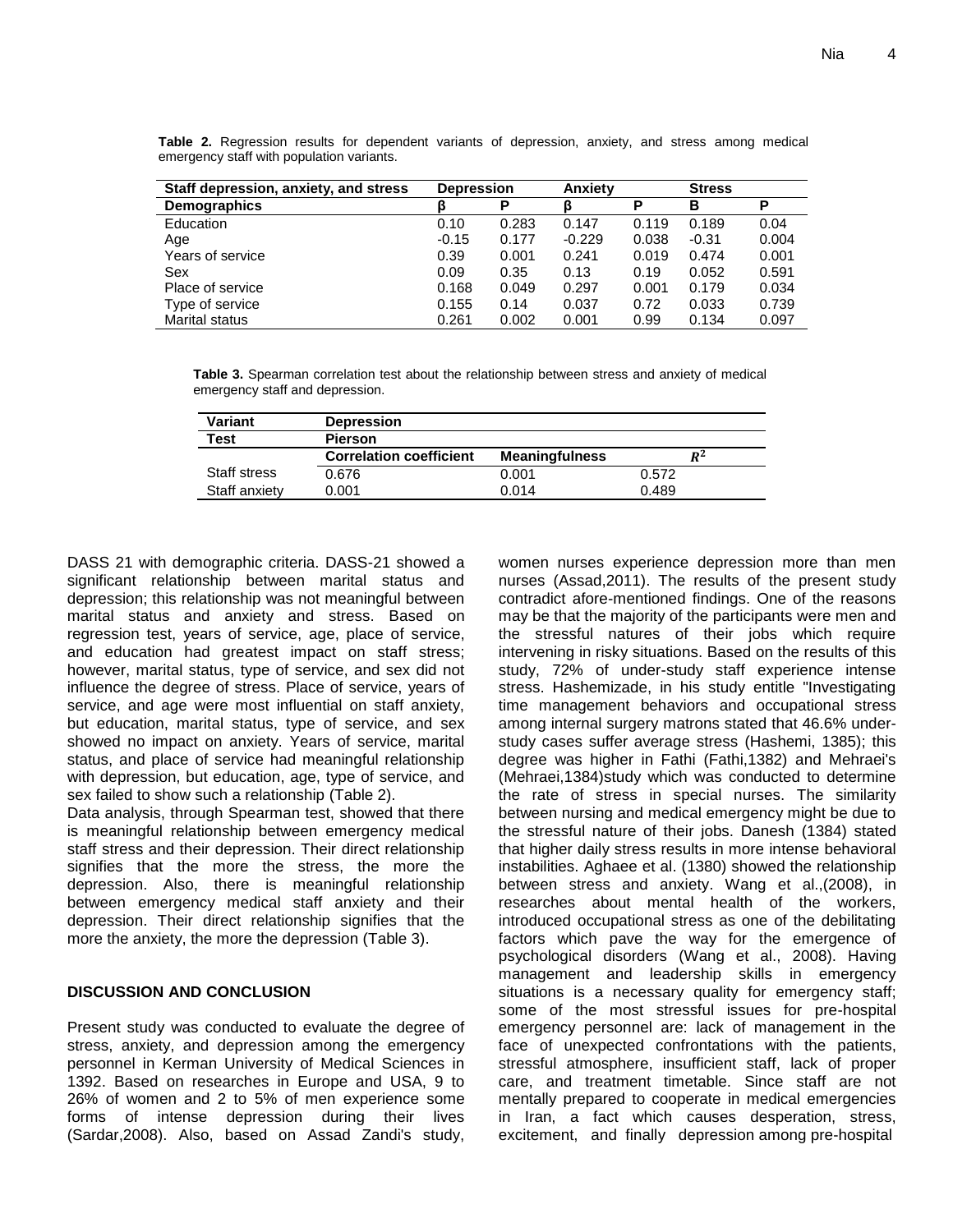**Table 2.** Regression results for dependent variants of depression, anxiety, and stress among medical emergency staff with population variants.

| Staff depression, anxiety, and stress | Depression | | Anxiety | | Stress | |
|---|---|---|---|---|---|---|
| **Demographics** | **β** | **P** | **β** | **P** | **B** | **P** |
| Education | 0.10 | 0.283 | 0.147 | 0.119 | 0.189 | 0.04 |
| Age | -0.15 | 0.177 | -0.229 | 0.038 | -0.31 | 0.004 |
| Years of service | 0.39 | 0.001 | 0.241 | 0.019 | 0.474 | 0.001 |
| Sex | 0.09 | 0.35 | 0.13 | 0.19 | 0.052 | 0.591 |
| Place of service | 0.168 | 0.049 | 0.297 | 0.001 | 0.179 | 0.034 |
| Type of service | 0.155 | 0.14 | 0.037 | 0.72 | 0.033 | 0.739 |
| Marital status | 0.261 | 0.002 | 0.001 | 0.99 | 0.134 | 0.097 |

**Table 3.** Spearman correlation test about the relationship between stress and anxiety of medical emergency staff and depression.

| Variant | Depression | | |
|---|---|---|---|
| **Test** | **Pierson** | | |
| | **Correlation coefficient** | **Meaningfulness** | $R^2$ |
| Staff stress | 0.676 | 0.001 | 0.572 |
| Staff anxiety | 0.001 | 0.014 | 0.489 |

DASS 21 with demographic criteria. DASS-21 showed a significant relationship between marital status and depression; this relationship was not meaningful between marital status and anxiety and stress. Based on regression test, years of service, age, place of service, and education had greatest impact on staff stress; however, marital status, type of service, and sex did not influence the degree of stress. Place of service, years of service, and age were most influential on staff anxiety, but education, marital status, type of service, and sex showed no impact on anxiety. Years of service, marital status, and place of service had meaningful relationship with depression, but education, age, type of service, and sex failed to show such a relationship (Table 2).

Data analysis, through Spearman test, showed that there is meaningful relationship between emergency medical staff stress and their depression. Their direct relationship signifies that the more the stress, the more the depression. Also, there is meaningful relationship between emergency medical staff anxiety and their depression. Their direct relationship signifies that the more the anxiety, the more the depression (Table 3).

## DISCUSSION AND CONCLUSION

Present study was conducted to evaluate the degree of stress, anxiety, and depression among the emergency personnel in Kerman University of Medical Sciences in 1392. Based on researches in Europe and USA, 9 to 26% of women and 2 to 5% of men experience some forms of intense depression during their lives (Sardar,2008). Also, based on Assad Zandi's study, women nurses experience depression more than men nurses (Assad,2011). The results of the present study contradict afore-mentioned findings. One of the reasons may be that the majority of the participants were men and the stressful natures of their jobs which require intervening in risky situations. Based on the results of this study, 72% of under-study staff experience intense stress. Hashemizade, in his study entitle "Investigating time management behaviors and occupational stress among internal surgery matrons stated that 46.6% under-study cases suffer average stress (Hashemi, 1385); this degree was higher in Fathi (Fathi,1382) and Mehraei's (Mehraei,1384)study which was conducted to determine the rate of stress in special nurses. The similarity between nursing and medical emergency might be due to the stressful nature of their jobs. Danesh (1384) stated that higher daily stress results in more intense behavioral instabilities. Aghaee et al. (1380) showed the relationship between stress and anxiety. Wang et al.,(2008), in researches about mental health of the workers, introduced occupational stress as one of the debilitating factors which pave the way for the emergence of psychological disorders (Wang et al., 2008). Having management and leadership skills in emergency situations is a necessary quality for emergency staff; some of the most stressful issues for pre-hospital emergency personnel are: lack of management in the face of unexpected confrontations with the patients, stressful atmosphere, insufficient staff, lack of proper care, and treatment timetable. Since staff are not mentally prepared to cooperate in medical emergencies in Iran, a fact which causes desperation, stress, excitement, and finally depression among pre-hospital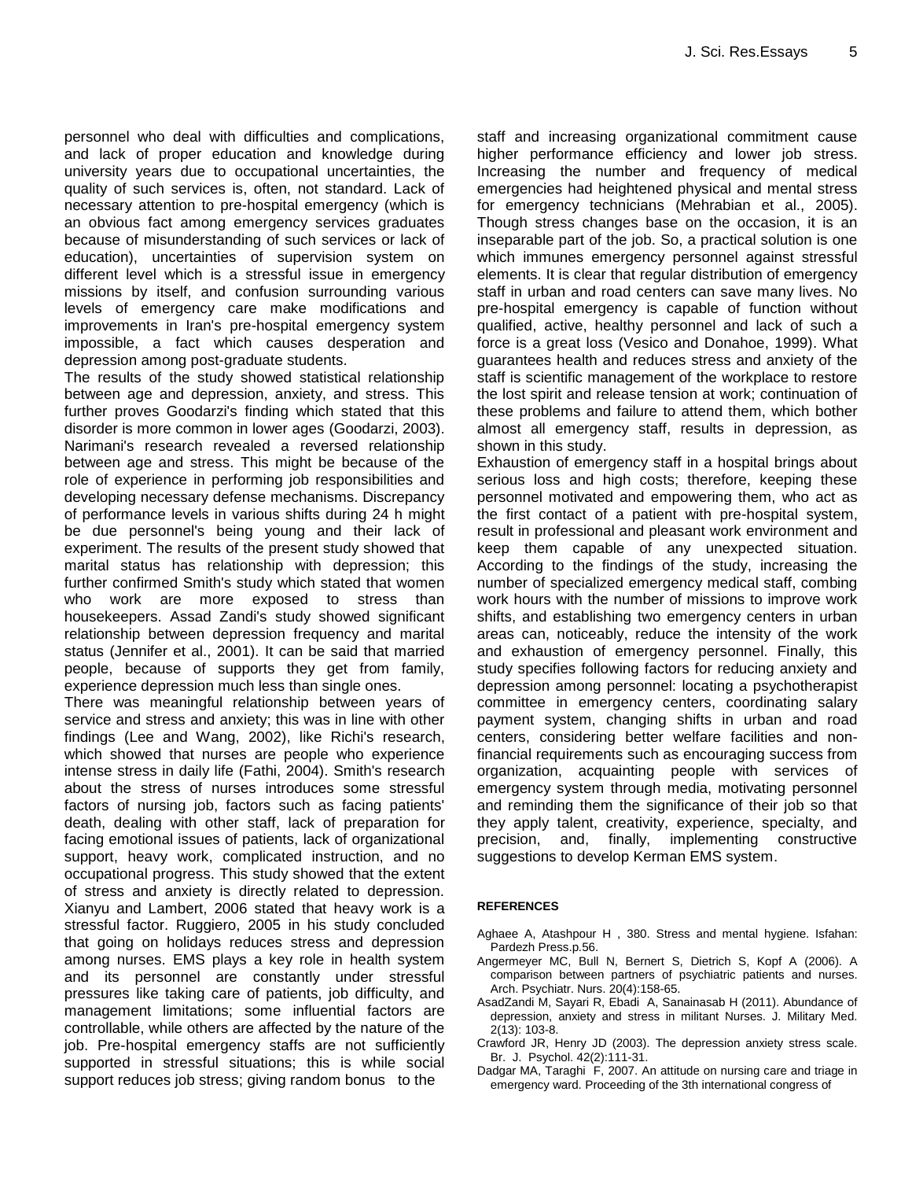personnel who deal with difficulties and complications, and lack of proper education and knowledge during university years due to occupational uncertainties, the quality of such services is, often, not standard. Lack of necessary attention to pre-hospital emergency (which is an obvious fact among emergency services graduates because of misunderstanding of such services or lack of education), uncertainties of supervision system on different level which is a stressful issue in emergency missions by itself, and confusion surrounding various levels of emergency care make modifications and improvements in Iran's pre-hospital emergency system impossible, a fact which causes desperation and depression among post-graduate students.

The results of the study showed statistical relationship between age and depression, anxiety, and stress. This further proves Goodarzi's finding which stated that this disorder is more common in lower ages (Goodarzi, 2003). Narimani's research revealed a reversed relationship between age and stress. This might be because of the role of experience in performing job responsibilities and developing necessary defense mechanisms. Discrepancy of performance levels in various shifts during 24 h might be due personnel's being young and their lack of experiment. The results of the present study showed that marital status has relationship with depression; this further confirmed Smith's study which stated that women who work are more exposed to stress than housekeepers. Assad Zandi's study showed significant relationship between depression frequency and marital status (Jennifer et al., 2001). It can be said that married people, because of supports they get from family, experience depression much less than single ones.

There was meaningful relationship between years of service and stress and anxiety; this was in line with other findings (Lee and Wang, 2002), like Richi's research, which showed that nurses are people who experience intense stress in daily life (Fathi, 2004). Smith's research about the stress of nurses introduces some stressful factors of nursing job, factors such as facing patients' death, dealing with other staff, lack of preparation for facing emotional issues of patients, lack of organizational support, heavy work, complicated instruction, and no occupational progress. This study showed that the extent of stress and anxiety is directly related to depression. Xianyu and Lambert, 2006 stated that heavy work is a stressful factor. Ruggiero, 2005 in his study concluded that going on holidays reduces stress and depression among nurses. EMS plays a key role in health system and its personnel are constantly under stressful pressures like taking care of patients, job difficulty, and management limitations; some influential factors are controllable, while others are affected by the nature of the job. Pre-hospital emergency staffs are not sufficiently supported in stressful situations; this is while social support reduces job stress; giving random bonus to the staff and increasing organizational commitment cause higher performance efficiency and lower job stress. Increasing the number and frequency of medical emergencies had heightened physical and mental stress for emergency technicians (Mehrabian et al., 2005). Though stress changes base on the occasion, it is an inseparable part of the job. So, a practical solution is one which immunes emergency personnel against stressful elements. It is clear that regular distribution of emergency staff in urban and road centers can save many lives. No pre-hospital emergency is capable of function without qualified, active, healthy personnel and lack of such a force is a great loss (Vesico and Donahoe, 1999). What guarantees health and reduces stress and anxiety of the staff is scientific management of the workplace to restore the lost spirit and release tension at work; continuation of these problems and failure to attend them, which bother almost all emergency staff, results in depression, as shown in this study.

Exhaustion of emergency staff in a hospital brings about serious loss and high costs; therefore, keeping these personnel motivated and empowering them, who act as the first contact of a patient with pre-hospital system, result in professional and pleasant work environment and keep them capable of any unexpected situation. According to the findings of the study, increasing the number of specialized emergency medical staff, combing work hours with the number of missions to improve work shifts, and establishing two emergency centers in urban areas can, noticeably, reduce the intensity of the work and exhaustion of emergency personnel. Finally, this study specifies following factors for reducing anxiety and depression among personnel: locating a psychotherapist committee in emergency centers, coordinating salary payment system, changing shifts in urban and road centers, considering better welfare facilities and non-financial requirements such as encouraging success from organization, acquainting people with services of emergency system through media, motivating personnel and reminding them the significance of their job so that they apply talent, creativity, experience, specialty, and precision, and, finally, implementing constructive suggestions to develop Kerman EMS system.

## REFERENCES

Aghaee A, Atashpour H , 380. Stress and mental hygiene. Isfahan: Pardezh Press.p.56.

Angermeyer MC, Bull N, Bernert S, Dietrich S, Kopf A (2006). A comparison between partners of psychiatric patients and nurses. Arch. Psychiatr. Nurs. 20(4):158-65.

AsadZandi M, Sayari R, Ebadi A, Sanainasab H (2011). Abundance of depression, anxiety and stress in militant Nurses. J. Military Med. 2(13): 103-8.

Crawford JR, Henry JD (2003). The depression anxiety stress scale. Br. J. Psychol. 42(2):111-31.

Dadgar MA, Taraghi F, 2007. An attitude on nursing care and triage in emergency ward. Proceeding of the 3th international congress of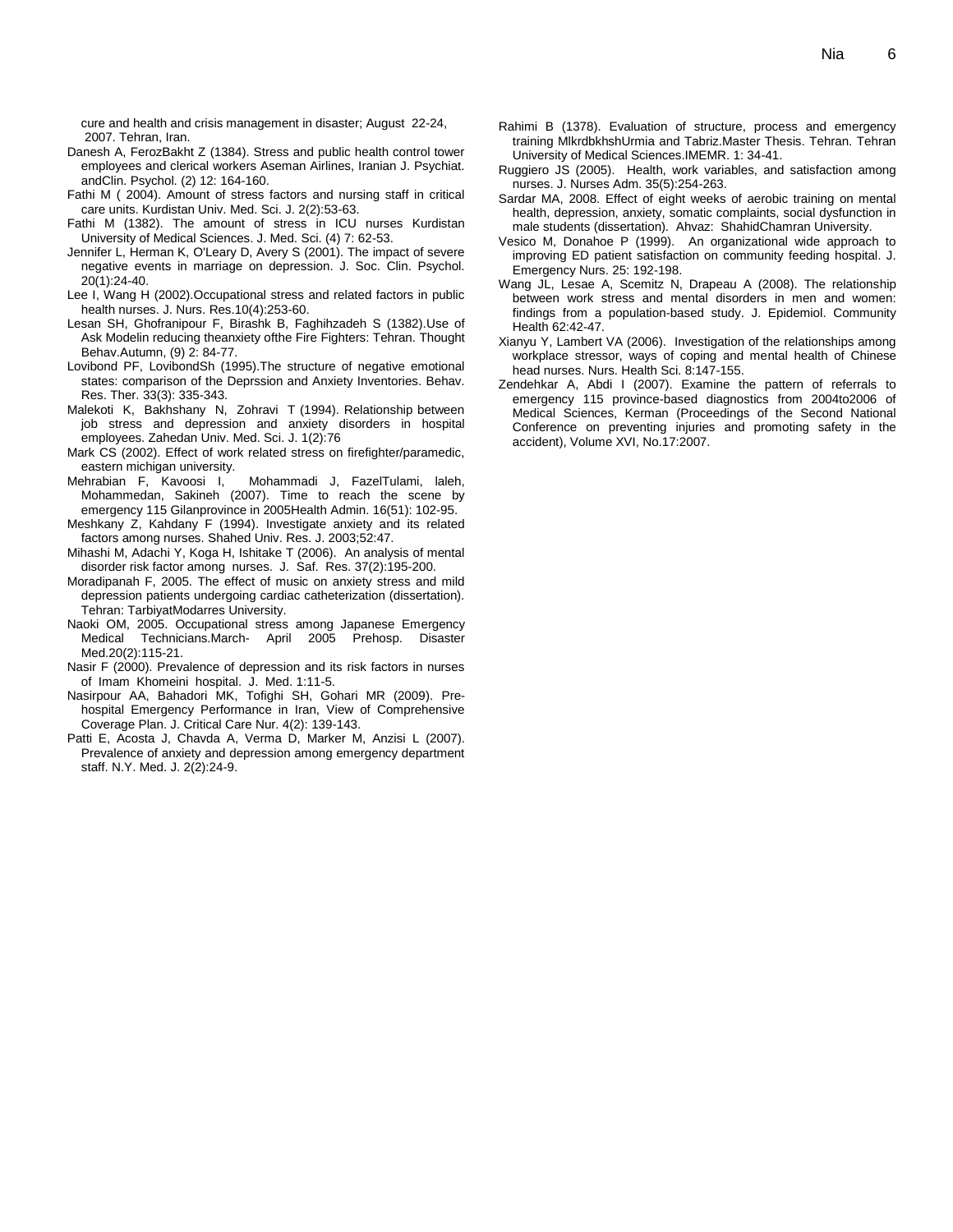cure and health and crisis management in disaster; August 22-24, 2007. Tehran, Iran.

Danesh A, FerozBakht Z (1384). Stress and public health control tower employees and clerical workers Aseman Airlines, Iranian J. Psychiat. andClin. Psychol. (2) 12: 164-160.

Fathi M ( 2004). Amount of stress factors and nursing staff in critical care units. Kurdistan Univ. Med. Sci. J. 2(2):53-63.

Fathi M (1382). The amount of stress in ICU nurses Kurdistan University of Medical Sciences. J. Med. Sci. (4) 7: 62-53.

Jennifer L, Herman K, O'Leary D, Avery S (2001). The impact of severe negative events in marriage on depression. J. Soc. Clin. Psychol. 20(1):24-40.

Lee I, Wang H (2002).Occupational stress and related factors in public health nurses. J. Nurs. Res.10(4):253-60.

Lesan SH, Ghofranipour F, Birashk B, Faghihzadeh S (1382).Use of Ask Modelin reducing theanxiety ofthe Fire Fighters: Tehran. Thought Behav.Autumn, (9) 2: 84-77.

Lovibond PF, LovibondSh (1995).The structure of negative emotional states: comparison of the Deprssion and Anxiety Inventories. Behav. Res. Ther. 33(3): 335-343.

Malekoti K, Bakhshany N, Zohravi T (1994). Relationship between job stress and depression and anxiety disorders in hospital employees. Zahedan Univ. Med. Sci. J. 1(2):76

Mark CS (2002). Effect of work related stress on firefighter/paramedic, eastern michigan university.

Mehrabian F, Kavoosi I, Mohammadi J, FazelTulami, laleh, Mohammedan, Sakineh (2007). Time to reach the scene by emergency 115 Gilanprovince in 2005Health Admin. 16(51): 102-95.

Meshkany Z, Kahdany F (1994). Investigate anxiety and its related factors among nurses. Shahed Univ. Res. J. 2003;52:47.

Mihashi M, Adachi Y, Koga H, Ishitake T (2006). An analysis of mental disorder risk factor among nurses. J. Saf. Res. 37(2):195-200.

Moradipanah F, 2005. The effect of music on anxiety stress and mild depression patients undergoing cardiac catheterization (dissertation). Tehran: TarbiyatModarres University.

Naoki OM, 2005. Occupational stress among Japanese Emergency Medical Technicians.March- April 2005 Prehosp. Disaster Med.20(2):115-21.

Nasir F (2000). Prevalence of depression and its risk factors in nurses of Imam Khomeini hospital. J. Med. 1:11-5.

Nasirpour AA, Bahadori MK, Tofighi SH, Gohari MR (2009). Pre-hospital Emergency Performance in Iran, View of Comprehensive Coverage Plan. J. Critical Care Nur. 4(2): 139-143.

Patti E, Acosta J, Chavda A, Verma D, Marker M, Anzisi L (2007). Prevalence of anxiety and depression among emergency department staff. N.Y. Med. J. 2(2):24-9.

Rahimi B (1378). Evaluation of structure, process and emergency training MlkrdbkhshUrmia and Tabriz.Master Thesis. Tehran. Tehran University of Medical Sciences.IMEMR. 1: 34-41.

Ruggiero JS (2005). Health, work variables, and satisfaction among nurses. J. Nurses Adm. 35(5):254-263.

Sardar MA, 2008. Effect of eight weeks of aerobic training on mental health, depression, anxiety, somatic complaints, social dysfunction in male students (dissertation). Ahvaz: ShahidChamran University.

Vesico M, Donahoe P (1999). An organizational wide approach to improving ED patient satisfaction on community feeding hospital. J. Emergency Nurs. 25: 192-198.

Wang JL, Lesae A, Scemitz N, Drapeau A (2008). The relationship between work stress and mental disorders in men and women: findings from a population-based study. J. Epidemiol. Community Health 62:42-47.

Xianyu Y, Lambert VA (2006). Investigation of the relationships among workplace stressor, ways of coping and mental health of Chinese head nurses. Nurs. Health Sci. 8:147-155.

Zendehkar A, Abdi I (2007). Examine the pattern of referrals to emergency 115 province-based diagnostics from 2004to2006 of Medical Sciences, Kerman (Proceedings of the Second National Conference on preventing injuries and promoting safety in the accident), Volume XVI, No.17:2007.